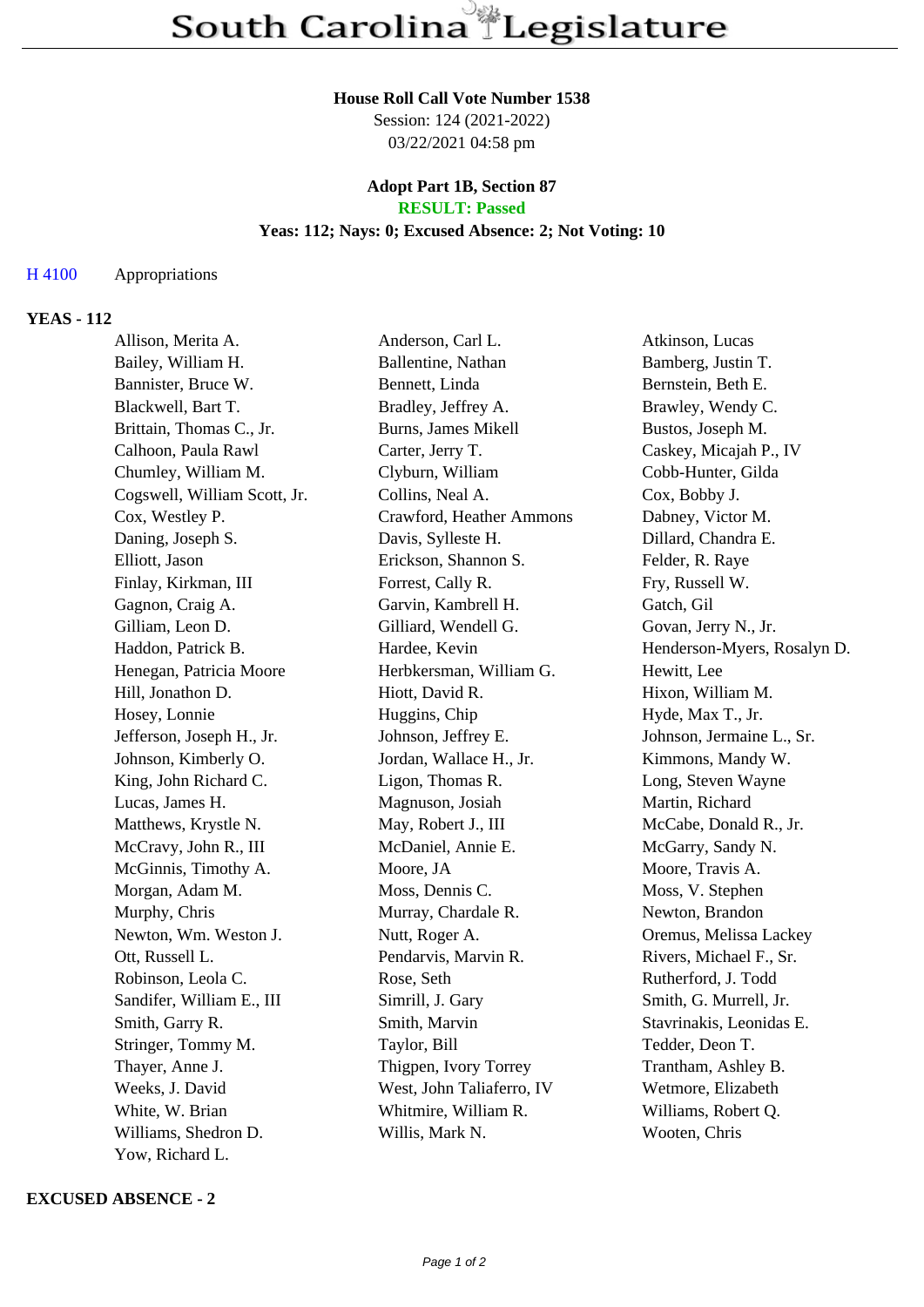# South Carolina Legislature

**House Roll Call Vote Number 1538**
Session: 124 (2021-2022)
03/22/2021 04:58 pm

**Adopt Part 1B, Section 87**
**RESULT: Passed**
**Yeas: 112; Nays: 0; Excused Absence: 2; Not Voting: 10**

H 4100 Appropriations

## YEAS - 112

| | | |
|---|---|---|
| Allison, Merita A. | Anderson, Carl L. | Atkinson, Lucas |
| Bailey, William H. | Ballentine, Nathan | Bamberg, Justin T. |
| Bannister, Bruce W. | Bennett, Linda | Bernstein, Beth E. |
| Blackwell, Bart T. | Bradley, Jeffrey A. | Brawley, Wendy C. |
| Brittain, Thomas C., Jr. | Burns, James Mikell | Bustos, Joseph M. |
| Calhoon, Paula Rawl | Carter, Jerry T. | Caskey, Micajah P., IV |
| Chumley, William M. | Clyburn, William | Cobb-Hunter, Gilda |
| Cogswell, William Scott, Jr. | Collins, Neal A. | Cox, Bobby J. |
| Cox, Westley P. | Crawford, Heather Ammons | Dabney, Victor M. |
| Daning, Joseph S. | Davis, Sylleste H. | Dillard, Chandra E. |
| Elliott, Jason | Erickson, Shannon S. | Felder, R. Raye |
| Finlay, Kirkman, III | Forrest, Cally R. | Fry, Russell W. |
| Gagnon, Craig A. | Garvin, Kambrell H. | Gatch, Gil |
| Gilliam, Leon D. | Gilliard, Wendell G. | Govan, Jerry N., Jr. |
| Haddon, Patrick B. | Hardee, Kevin | Henderson-Myers, Rosalyn D. |
| Henegan, Patricia Moore | Herbkersman, William G. | Hewitt, Lee |
| Hill, Jonathon D. | Hiott, David R. | Hixon, William M. |
| Hosey, Lonnie | Huggins, Chip | Hyde, Max T., Jr. |
| Jefferson, Joseph H., Jr. | Johnson, Jeffrey E. | Johnson, Jermaine L., Sr. |
| Johnson, Kimberly O. | Jordan, Wallace H., Jr. | Kimmons, Mandy W. |
| King, John Richard C. | Ligon, Thomas R. | Long, Steven Wayne |
| Lucas, James H. | Magnuson, Josiah | Martin, Richard |
| Matthews, Krystle N. | May, Robert J., III | McCabe, Donald R., Jr. |
| McCravy, John R., III | McDaniel, Annie E. | McGarry, Sandy N. |
| McGinnis, Timothy A. | Moore, JA | Moore, Travis A. |
| Morgan, Adam M. | Moss, Dennis C. | Moss, V. Stephen |
| Murphy, Chris | Murray, Chardale R. | Newton, Brandon |
| Newton, Wm. Weston J. | Nutt, Roger A. | Oremus, Melissa Lackey |
| Ott, Russell L. | Pendarvis, Marvin R. | Rivers, Michael F., Sr. |
| Robinson, Leola C. | Rose, Seth | Rutherford, J. Todd |
| Sandifer, William E., III | Simrill, J. Gary | Smith, G. Murrell, Jr. |
| Smith, Garry R. | Smith, Marvin | Stavrinakis, Leonidas E. |
| Stringer, Tommy M. | Taylor, Bill | Tedder, Deon T. |
| Thayer, Anne J. | Thigpen, Ivory Torrey | Trantham, Ashley B. |
| Weeks, J. David | West, John Taliaferro, IV | Wetmore, Elizabeth |
| White, W. Brian | Whitmire, William R. | Williams, Robert Q. |
| Williams, Shedron D. | Willis, Mark N. | Wooten, Chris |
| Yow, Richard L. | | |

## EXCUSED ABSENCE - 2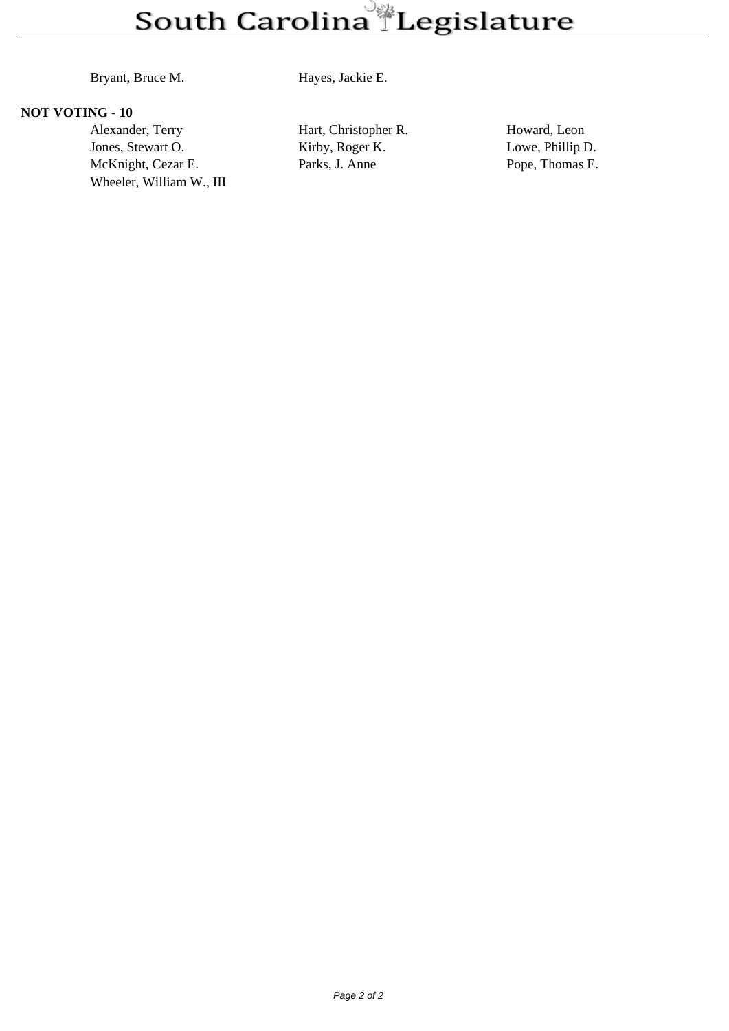| | | |
|---|---|---|
| Bryant, Bruce M. | Hayes, Jackie E. | |

**NOT VOTING - 10**

| | | |
|---|---|---|
| Alexander, Terry | Hart, Christopher R. | Howard, Leon |
| Jones, Stewart O. | Kirby, Roger K. | Lowe, Phillip D. |
| McKnight, Cezar E. | Parks, J. Anne | Pope, Thomas E. |
| Wheeler, William W., III | | |